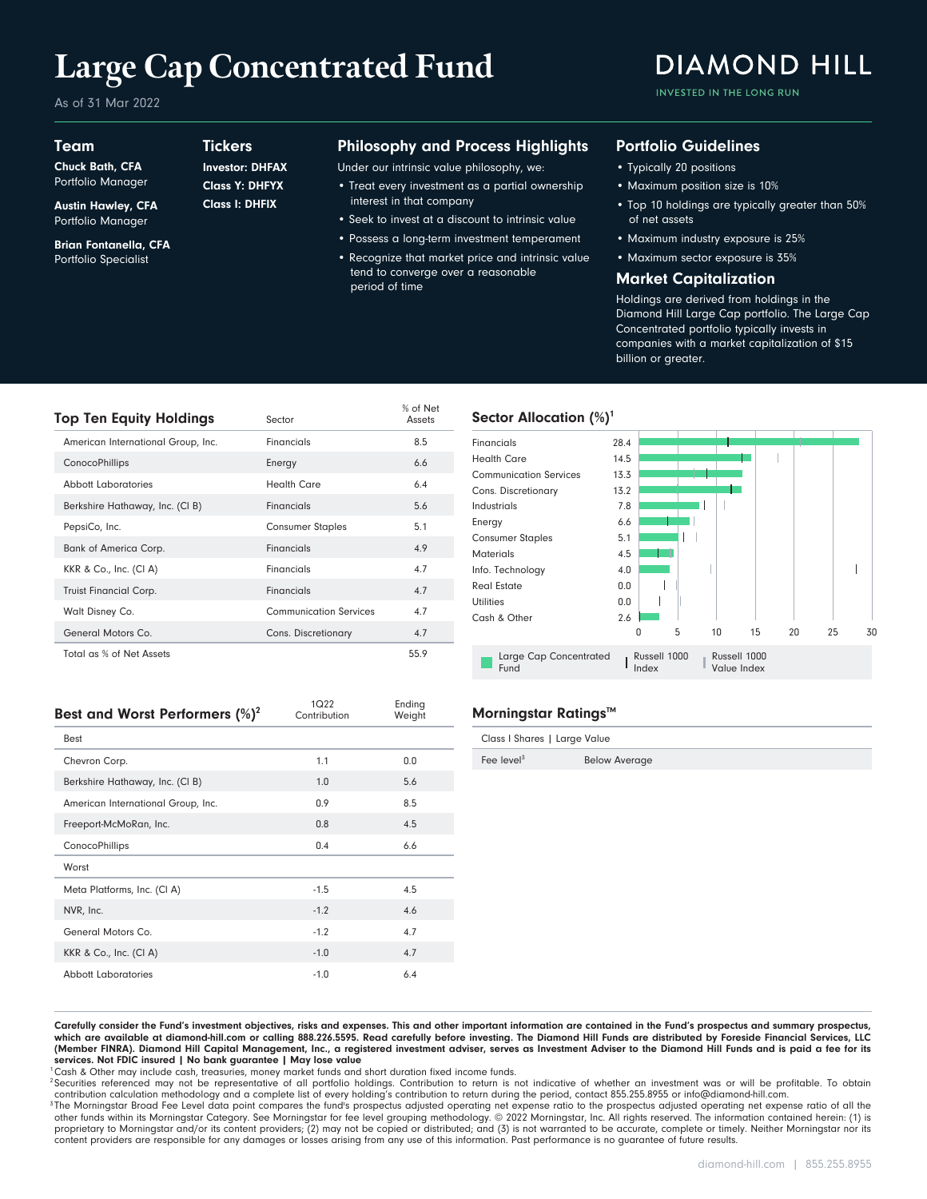# Large Cap Concentrated Fund

As of 31 Mar 2022

DIAMOND HILL
INVESTED IN THE LONG RUN

## Team

**Chuck Bath, CFA**
Portfolio Manager

**Austin Hawley, CFA**
Portfolio Manager

**Brian Fontanella, CFA**
Portfolio Specialist

## Tickers

**Investor: DHFAX**
**Class Y: DHFYX**
**Class I: DHFIX**

## Philosophy and Process Highlights

Under our intrinsic value philosophy, we:

- Treat every investment as a partial ownership interest in that company
- Seek to invest at a discount to intrinsic value
- Possess a long-term investment temperament
- Recognize that market price and intrinsic value tend to converge over a reasonable period of time

## Portfolio Guidelines

- Typically 20 positions
- Maximum position size is 10%
- Top 10 holdings are typically greater than 50% of net assets
- Maximum industry exposure is 25%
- Maximum sector exposure is 35%

## Market Capitalization

Holdings are derived from holdings in the Diamond Hill Large Cap portfolio. The Large Cap Concentrated portfolio typically invests in companies with a market capitalization of $15 billion or greater.

## Top Ten Equity Holdings

| Top Ten Equity Holdings | Sector | % of Net Assets |
|---|---|---|
| American International Group, Inc. | Financials | 8.5 |
| ConocoPhillips | Energy | 6.6 |
| Abbott Laboratories | Health Care | 6.4 |
| Berkshire Hathaway, Inc. (Cl B) | Financials | 5.6 |
| PepsiCo, Inc. | Consumer Staples | 5.1 |
| Bank of America Corp. | Financials | 4.9 |
| KKR & Co., Inc. (Cl A) | Financials | 4.7 |
| Truist Financial Corp. | Financials | 4.7 |
| Walt Disney Co. | Communication Services | 4.7 |
| General Motors Co. | Cons. Discretionary | 4.7 |
| Total as % of Net Assets | | 55.9 |

## Sector Allocation (%)[1]

| Sector | Large Cap Concentrated Fund |
|---|---|
| Financials | 28.4 |
| Health Care | 14.5 |
| Communication Services | 13.3 |
| Cons. Discretionary | 13.2 |
| Industrials | 7.8 |
| Energy | 6.6 |
| Consumer Staples | 5.1 |
| Materials | 4.5 |
| Info. Technology | 4.0 |
| Real Estate | 0.0 |
| Utilities | 0.0 |
| Cash & Other | 2.6 |

Legend: Large Cap Concentrated Fund | Russell 1000 Index | Russell 1000 Value Index

## Best and Worst Performers (%)[2]

| | 1Q22 Contribution | Ending Weight |
|---|---|---|
| **Best** | | |
| Chevron Corp. | 1.1 | 0.0 |
| Berkshire Hathaway, Inc. (Cl B) | 1.0 | 5.6 |
| American International Group, Inc. | 0.9 | 8.5 |
| Freeport-McMoRan, Inc. | 0.8 | 4.5 |
| ConocoPhillips | 0.4 | 6.6 |
| **Worst** | | |
| Meta Platforms, Inc. (Cl A) | -1.5 | 4.5 |
| NVR, Inc. | -1.2 | 4.6 |
| General Motors Co. | -1.2 | 4.7 |
| KKR & Co., Inc. (Cl A) | -1.0 | 4.7 |
| Abbott Laboratories | -1.0 | 6.4 |

## Morningstar Ratings™

Class I Shares | Large Value

| Fee level[3] | Below Average |
|---|---|

**Carefully consider the Fund's investment objectives, risks and expenses. This and other important information are contained in the Fund's prospectus and summary prospectus, which are available at diamond-hill.com or calling 888.226.5595. Read carefully before investing. The Diamond Hill Funds are distributed by Foreside Financial Services, LLC (Member FINRA). Diamond Hill Capital Management, Inc., a registered investment adviser, serves as Investment Adviser to the Diamond Hill Funds and is paid a fee for its services. Not FDIC insured | No bank guarantee | May lose value**

[1] Cash & Other may include cash, treasuries, money market funds and short duration fixed income funds.

[2] Securities referenced may not be representative of all portfolio holdings. Contribution to return is not indicative of whether an investment was or will be profitable. To obtain contribution calculation methodology and a complete list of every holding's contribution to return during the period, contact 855.255.8955 or info@diamond-hill.com.

[3] The Morningstar Broad Fee Level data point compares the fund's prospectus adjusted operating net expense ratio to the prospectus adjusted operating net expense ratio of all the other funds within its Morningstar Category. See Morningstar for fee level grouping methodology. © 2022 Morningstar, Inc. All rights reserved. The information contained herein: (1) is proprietary to Morningstar and/or its content providers; (2) may not be copied or distributed; and (3) is not warranted to be accurate, complete or timely. Neither Morningstar nor its content providers are responsible for any damages or losses arising from any use of this information. Past performance is no guarantee of future results.

diamond-hill.com | 855.255.8955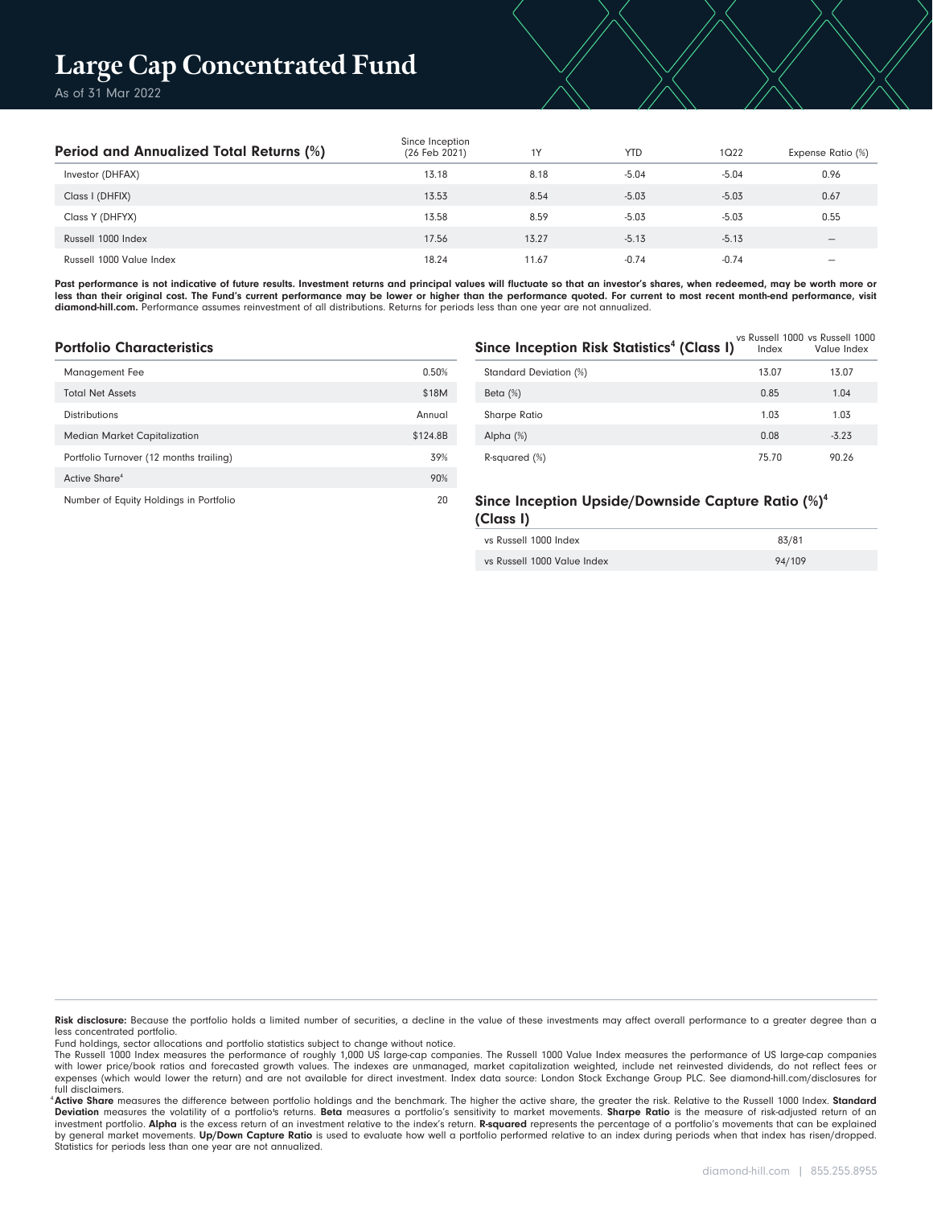# Large Cap Concentrated Fund

As of 31 Mar 2022

| Period and Annualized Total Returns (%) | Since Inception (26 Feb 2021) | 1Y | YTD | 1Q22 | Expense Ratio (%) |
|---|---|---|---|---|---|
| Investor (DHFAX) | 13.18 | 8.18 | -5.04 | -5.04 | 0.96 |
| Class I (DHFIX) | 13.53 | 8.54 | -5.03 | -5.03 | 0.67 |
| Class Y (DHFYX) | 13.58 | 8.59 | -5.03 | -5.03 | 0.55 |
| Russell 1000 Index | 17.56 | 13.27 | -5.13 | -5.13 | — |
| Russell 1000 Value Index | 18.24 | 11.67 | -0.74 | -0.74 | — |

**Past performance is not indicative of future results. Investment returns and principal values will fluctuate so that an investor's shares, when redeemed, may be worth more or less than their original cost. The Fund's current performance may be lower or higher than the performance quoted. For current to most recent month-end performance, visit diamond-hill.com.** Performance assumes reinvestment of all distributions. Returns for periods less than one year are not annualized.

## Portfolio Characteristics

| | |
|---|---|
| Management Fee | 0.50% |
| Total Net Assets | $18M |
| Distributions | Annual |
| Median Market Capitalization | $124.8B |
| Portfolio Turnover (12 months trailing) | 39% |
| Active Share[4] | 90% |
| Number of Equity Holdings in Portfolio | 20 |

## Since Inception Risk Statistics[4] (Class I)

| | vs Russell 1000 Index | vs Russell 1000 Value Index |
|---|---|---|
| Standard Deviation (%) | 13.07 | 13.07 |
| Beta (%) | 0.85 | 1.04 |
| Sharpe Ratio | 1.03 | 1.03 |
| Alpha (%) | 0.08 | -3.23 |
| R-squared (%) | 75.70 | 90.26 |

## Since Inception Upside/Downside Capture Ratio (%)[4] (Class I)

| | |
|---|---|
| vs Russell 1000 Index | 83/81 |
| vs Russell 1000 Value Index | 94/109 |

**Risk disclosure:** Because the portfolio holds a limited number of securities, a decline in the value of these investments may affect overall performance to a greater degree than a less concentrated portfolio.

Fund holdings, sector allocations and portfolio statistics subject to change without notice.

The Russell 1000 Index measures the performance of roughly 1,000 US large-cap companies. The Russell 1000 Value Index measures the performance of US large-cap companies with lower price/book ratios and forecasted growth values. The indexes are unmanaged, market capitalization weighted, include net reinvested dividends, do not reflect fees or expenses (which would lower the return) and are not available for direct investment. Index data source: London Stock Exchange Group PLC. See diamond-hill.com/disclosures for full disclaimers.

[4] **Active Share** measures the difference between portfolio holdings and the benchmark. The higher the active share, the greater the risk. Relative to the Russell 1000 Index. **Standard Deviation** measures the volatility of a portfolio's returns. **Beta** measures a portfolio's sensitivity to market movements. **Sharpe Ratio** is the measure of risk-adjusted return of an investment portfolio. **Alpha** is the excess return of an investment relative to the index's return. **R-squared** represents the percentage of a portfolio's movements that can be explained by general market movements. **Up/Down Capture Ratio** is used to evaluate how well a portfolio performed relative to an index during periods when that index has risen/dropped. Statistics for periods less than one year are not annualized.

diamond-hill.com | 855.255.8955